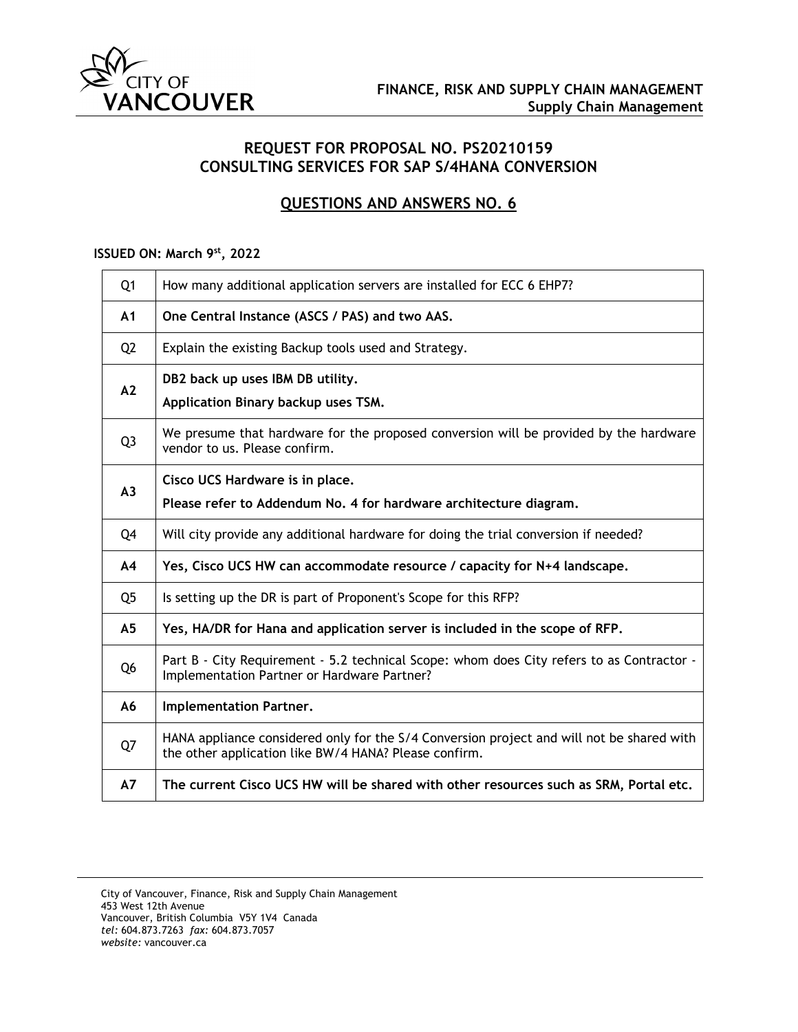FINANCE, RISK AND SUPPLY CHAIN MANAGEMENT
**Supply Chain Management**

## REQUEST FOR PROPOSAL NO. PS20210159
## CONSULTING SERVICES FOR SAP S/4HANA CONVERSION

## QUESTIONS AND ANSWERS NO. 6

**ISSUED ON: March 9st, 2022**

| | |
|---|---|
| Q1 | How many additional application servers are installed for ECC 6 EHP7? |
| **A1** | **One Central Instance (ASCS / PAS) and two AAS.** |
| Q2 | Explain the existing Backup tools used and Strategy. |
| **A2** | **DB2 back up uses IBM DB utility.** <br> **Application Binary backup uses TSM.** |
| Q3 | We presume that hardware for the proposed conversion will be provided by the hardware vendor to us. Please confirm. |
| **A3** | **Cisco UCS Hardware is in place.** <br> **Please refer to Addendum No. 4 for hardware architecture diagram.** |
| Q4 | Will city provide any additional hardware for doing the trial conversion if needed? |
| **A4** | **Yes, Cisco UCS HW can accommodate resource / capacity for N+4 landscape.** |
| Q5 | Is setting up the DR is part of Proponent's Scope for this RFP? |
| **A5** | **Yes, HA/DR for Hana and application server is included in the scope of RFP.** |
| Q6 | Part B - City Requirement - 5.2 technical Scope: whom does City refers to as Contractor - Implementation Partner or Hardware Partner? |
| **A6** | **Implementation Partner.** |
| Q7 | HANA appliance considered only for the S/4 Conversion project and will not be shared with the other application like BW/4 HANA? Please confirm. |
| **A7** | **The current Cisco UCS HW will be shared with other resources such as SRM, Portal etc.** |

City of Vancouver, Finance, Risk and Supply Chain Management
453 West 12th Avenue
Vancouver, British Columbia V5Y 1V4 Canada
*tel:* 604.873.7263 *fax:* 604.873.7057
*website:* vancouver.ca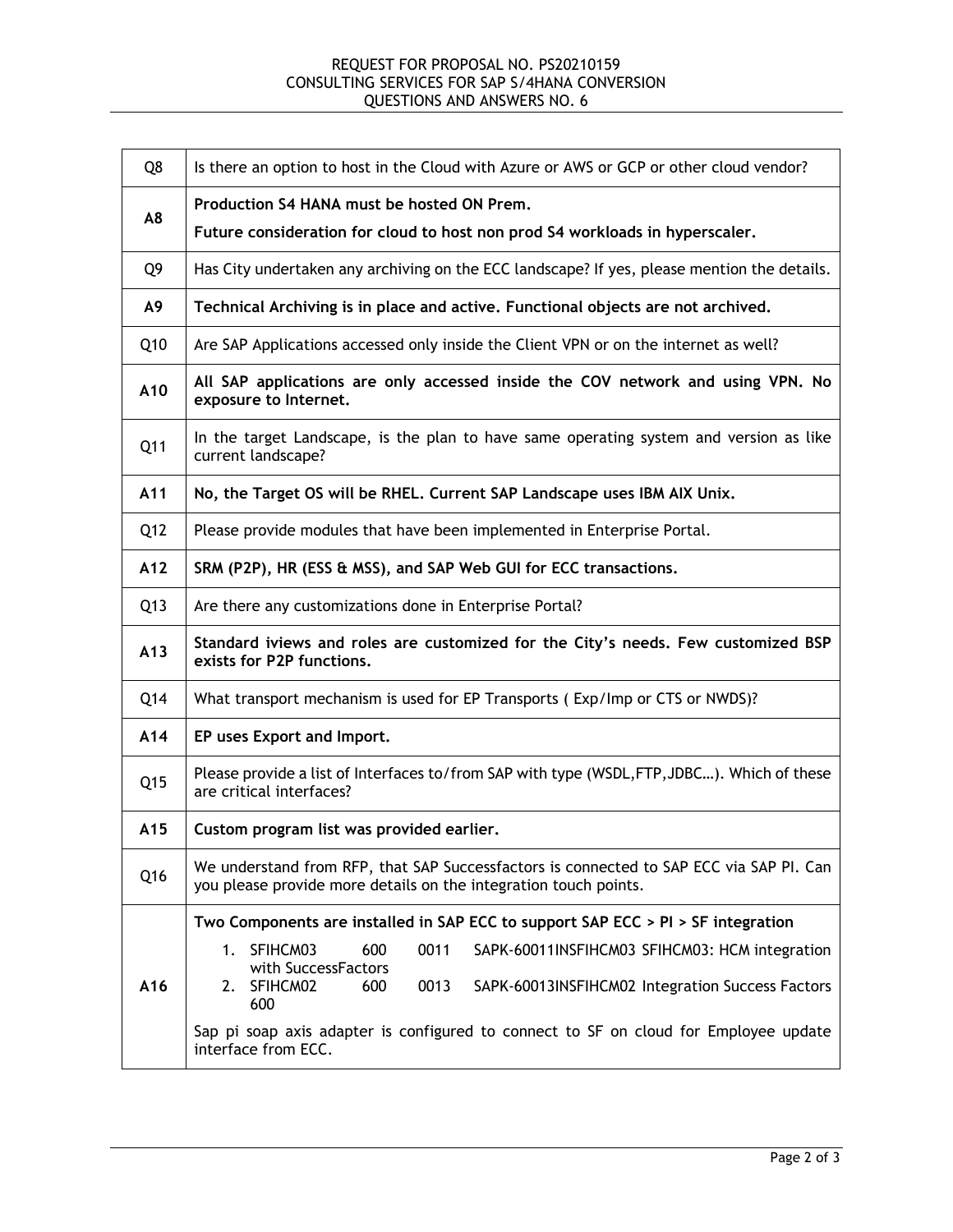| | |
|---|---|
| Q8 | Is there an option to host in the Cloud with Azure or AWS or GCP or other cloud vendor? |
| **A8** | **Production S4 HANA must be hosted ON Prem.**<br>**Future consideration for cloud to host non prod S4 workloads in hyperscaler.** |
| Q9 | Has City undertaken any archiving on the ECC landscape? If yes, please mention the details. |
| **A9** | **Technical Archiving is in place and active. Functional objects are not archived.** |
| Q10 | Are SAP Applications accessed only inside the Client VPN or on the internet as well? |
| **A10** | **All SAP applications are only accessed inside the COV network and using VPN. No exposure to Internet.** |
| Q11 | In the target Landscape, is the plan to have same operating system and version as like current landscape? |
| **A11** | **No, the Target OS will be RHEL. Current SAP Landscape uses IBM AIX Unix.** |
| Q12 | Please provide modules that have been implemented in Enterprise Portal. |
| **A12** | **SRM (P2P), HR (ESS & MSS), and SAP Web GUI for ECC transactions.** |
| Q13 | Are there any customizations done in Enterprise Portal? |
| **A13** | **Standard iviews and roles are customized for the City's needs. Few customized BSP exists for P2P functions.** |
| Q14 | What transport mechanism is used for EP Transports ( Exp/Imp or CTS or NWDS)? |
| **A14** | **EP uses Export and Import.** |
| Q15 | Please provide a list of Interfaces to/from SAP with type (WSDL,FTP,JDBC…). Which of these are critical interfaces? |
| **A15** | **Custom program list was provided earlier.** |
| Q16 | We understand from RFP, that SAP Successfactors is connected to SAP ECC via SAP PI. Can you please provide more details on the integration touch points. |
| **A16** | **Two Components are installed in SAP ECC to support SAP ECC > PI > SF integration**<br>1. SFIHCM03 600 0011 SAPK-60011INSFIHCM03 SFIHCM03: HCM integration with SuccessFactors<br>2. SFIHCM02 600 0013 SAPK-60013INSFIHCM02 Integration Success Factors 600<br>Sap pi soap axis adapter is configured to connect to SF on cloud for Employee update interface from ECC. |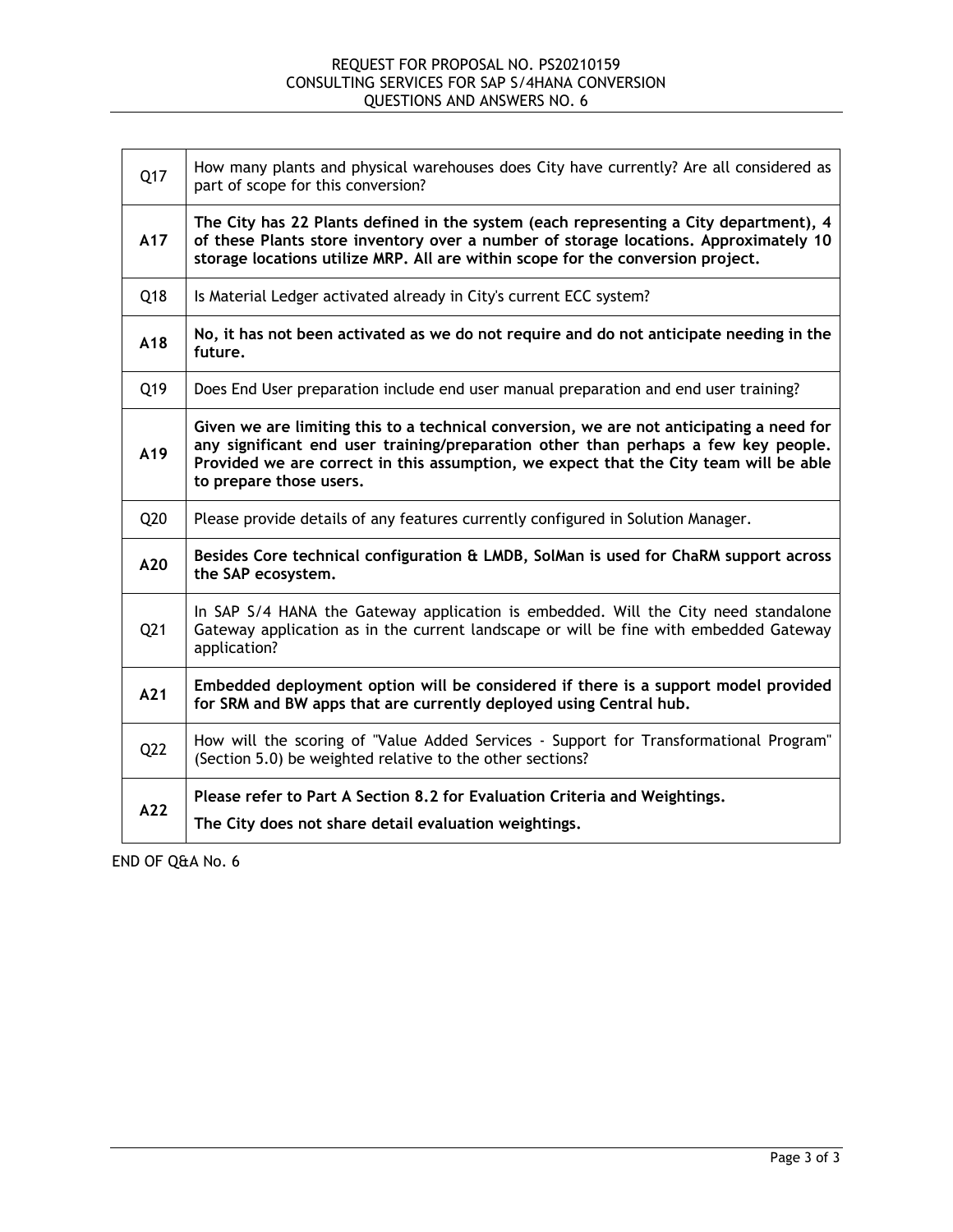| | |
|---|---|
| Q17 | How many plants and physical warehouses does City have currently? Are all considered as part of scope for this conversion? |
| **A17** | **The City has 22 Plants defined in the system (each representing a City department), 4 of these Plants store inventory over a number of storage locations. Approximately 10 storage locations utilize MRP. All are within scope for the conversion project.** |
| Q18 | Is Material Ledger activated already in City's current ECC system? |
| **A18** | **No, it has not been activated as we do not require and do not anticipate needing in the future.** |
| Q19 | Does End User preparation include end user manual preparation and end user training? |
| **A19** | **Given we are limiting this to a technical conversion, we are not anticipating a need for any significant end user training/preparation other than perhaps a few key people. Provided we are correct in this assumption, we expect that the City team will be able to prepare those users.** |
| Q20 | Please provide details of any features currently configured in Solution Manager. |
| **A20** | **Besides Core technical configuration & LMDB, SolMan is used for ChaRM support across the SAP ecosystem.** |
| Q21 | In SAP S/4 HANA the Gateway application is embedded. Will the City need standalone Gateway application as in the current landscape or will be fine with embedded Gateway application? |
| **A21** | **Embedded deployment option will be considered if there is a support model provided for SRM and BW apps that are currently deployed using Central hub.** |
| Q22 | How will the scoring of "Value Added Services - Support for Transformational Program" (Section 5.0) be weighted relative to the other sections? |
| **A22** | **Please refer to Part A Section 8.2 for Evaluation Criteria and Weightings.** <br> **The City does not share detail evaluation weightings.** |

END OF Q&A No. 6